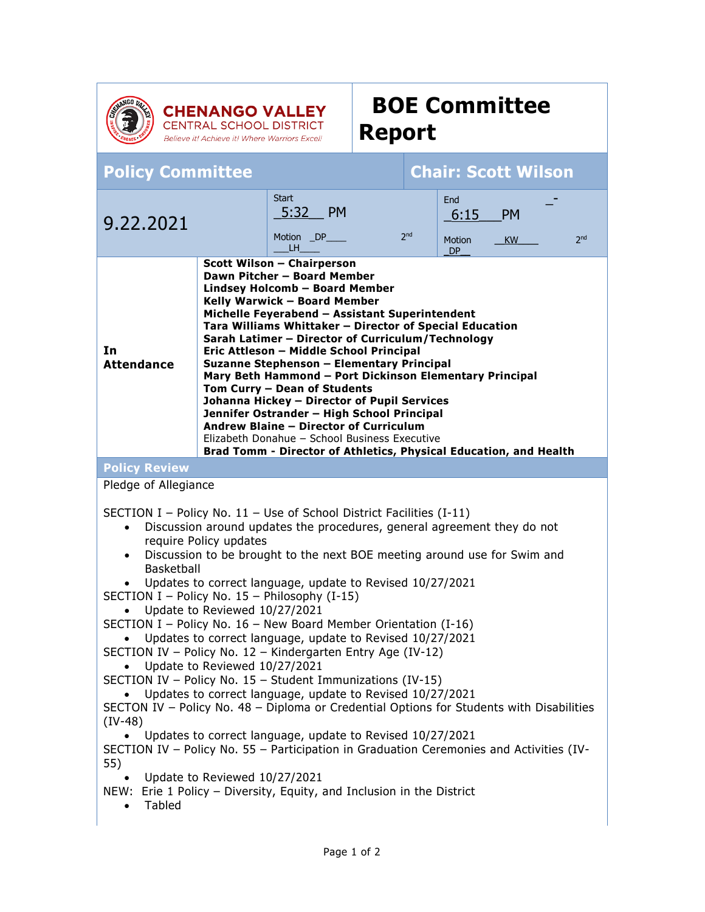**CHENANGO VALLEY**
CENTRAL SCHOOL DISTRICT
*Believe it! Achieve it! Where Warriors Excel!*

# BOE Committee Report

| **Policy Committee** | | **Chair: Scott Wilson** |
|---|---|---|
| 9.22.2021 | Start 5:32 PM<br>Motion DP 2nd LH | End 6:15 PM<br>Motion KW 2nd DP |

**In Attendance**

**Scott Wilson – Chairperson**
**Dawn Pitcher – Board Member**
**Lindsey Holcomb – Board Member**
**Kelly Warwick – Board Member**
**Michelle Feyerabend – Assistant Superintendent**
**Tara Williams Whittaker – Director of Special Education**
**Sarah Latimer – Director of Curriculum/Technology**
**Eric Attleson – Middle School Principal**
**Suzanne Stephenson – Elementary Principal**
**Mary Beth Hammond – Port Dickinson Elementary Principal**
**Tom Curry – Dean of Students**
**Johanna Hickey – Director of Pupil Services**
**Jennifer Ostrander – High School Principal**
**Andrew Blaine – Director of Curriculum**
Elizabeth Donahue – School Business Executive
**Brad Tomm - Director of Athletics, Physical Education, and Health**

## Policy Review

Pledge of Allegiance

SECTION I – Policy No. 11 – Use of School District Facilities (I-11)
- Discussion around updates the procedures, general agreement they do not require Policy updates
- Discussion to be brought to the next BOE meeting around use for Swim and Basketball
- Updates to correct language, update to Revised 10/27/2021

SECTION I – Policy No. 15 – Philosophy (I-15)
- Update to Reviewed 10/27/2021

SECTION I – Policy No. 16 – New Board Member Orientation (I-16)
- Updates to correct language, update to Revised 10/27/2021

SECTION IV – Policy No. 12 – Kindergarten Entry Age (IV-12)
- Update to Reviewed 10/27/2021

SECTION IV – Policy No. 15 – Student Immunizations (IV-15)
- Updates to correct language, update to Revised 10/27/2021

SECTON IV – Policy No. 48 – Diploma or Credential Options for Students with Disabilities (IV-48)
- Updates to correct language, update to Revised 10/27/2021

SECTION IV – Policy No. 55 – Participation in Graduation Ceremonies and Activities (IV-55)
- Update to Reviewed 10/27/2021

NEW: Erie 1 Policy – Diversity, Equity, and Inclusion in the District
- Tabled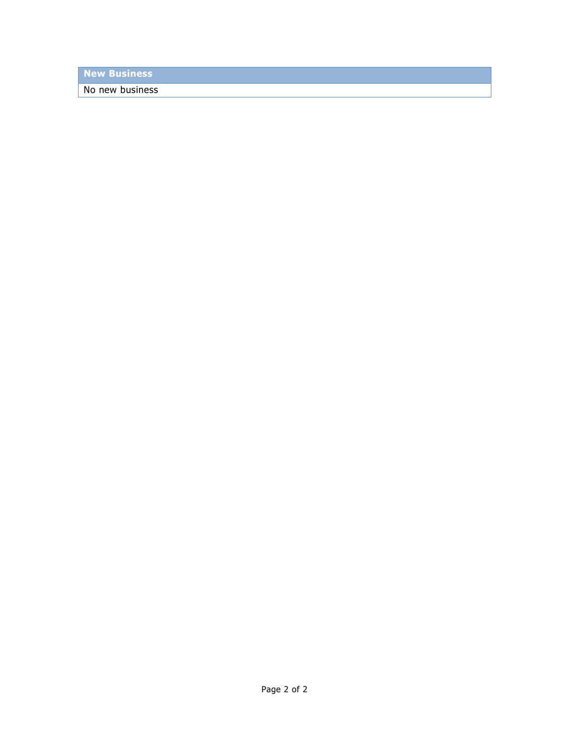| New Business |
| --- |
| No new business |